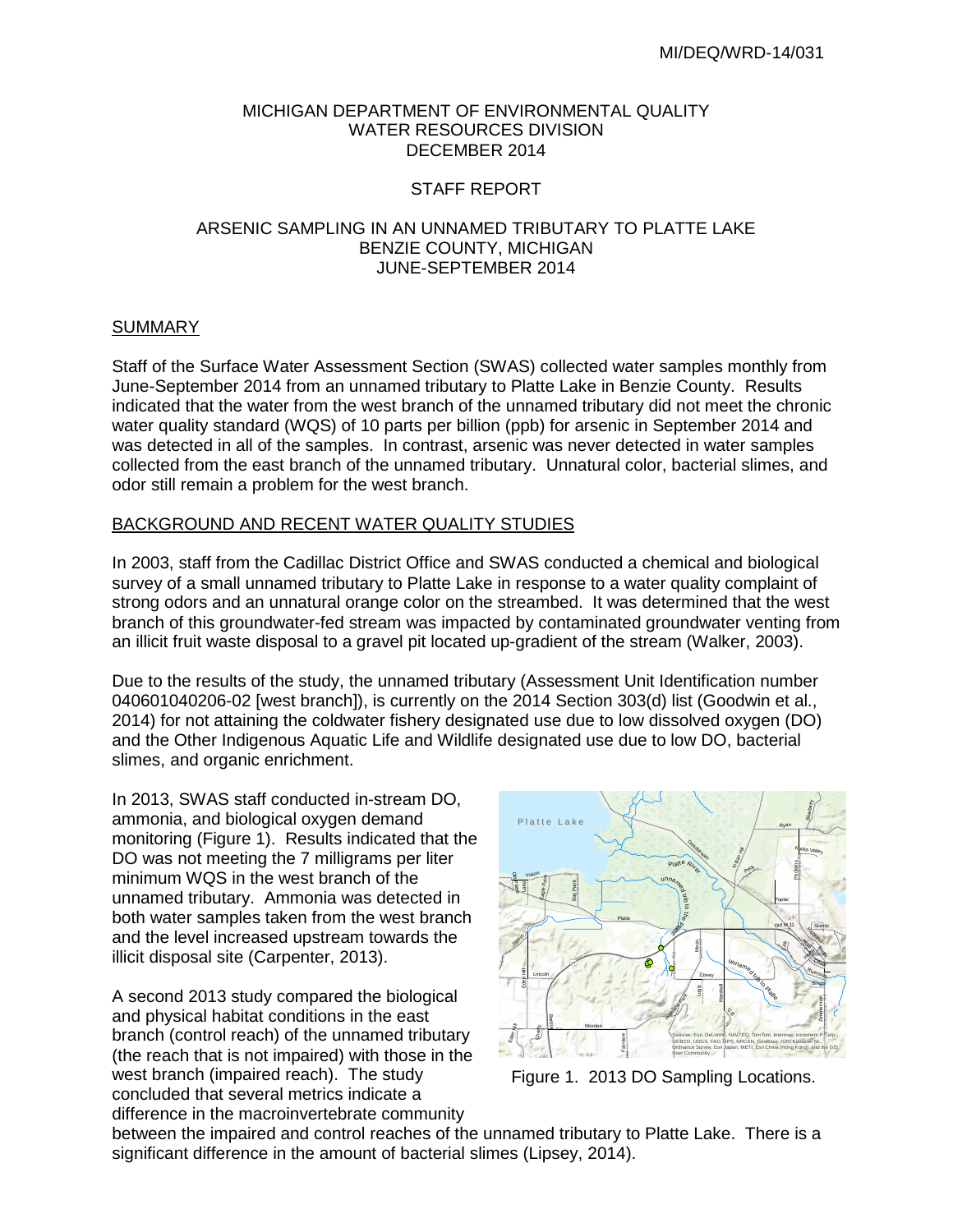MI/DEQ/WRD-14/031

MICHIGAN DEPARTMENT OF ENVIRONMENTAL QUALITY
WATER RESOURCES DIVISION
DECEMBER 2014

STAFF REPORT

ARSENIC SAMPLING IN AN UNNAMED TRIBUTARY TO PLATTE LAKE
BENZIE COUNTY, MICHIGAN
JUNE-SEPTEMBER 2014

## SUMMARY

Staff of the Surface Water Assessment Section (SWAS) collected water samples monthly from June-September 2014 from an unnamed tributary to Platte Lake in Benzie County. Results indicated that the water from the west branch of the unnamed tributary did not meet the chronic water quality standard (WQS) of 10 parts per billion (ppb) for arsenic in September 2014 and was detected in all of the samples. In contrast, arsenic was never detected in water samples collected from the east branch of the unnamed tributary. Unnatural color, bacterial slimes, and odor still remain a problem for the west branch.

## BACKGROUND AND RECENT WATER QUALITY STUDIES

In 2003, staff from the Cadillac District Office and SWAS conducted a chemical and biological survey of a small unnamed tributary to Platte Lake in response to a water quality complaint of strong odors and an unnatural orange color on the streambed. It was determined that the west branch of this groundwater-fed stream was impacted by contaminated groundwater venting from an illicit fruit waste disposal to a gravel pit located up-gradient of the stream (Walker, 2003).

Due to the results of the study, the unnamed tributary (Assessment Unit Identification number 040601040206-02 [west branch]), is currently on the 2014 Section 303(d) list (Goodwin et al., 2014) for not attaining the coldwater fishery designated use due to low dissolved oxygen (DO) and the Other Indigenous Aquatic Life and Wildlife designated use due to low DO, bacterial slimes, and organic enrichment.

In 2013, SWAS staff conducted in-stream DO, ammonia, and biological oxygen demand monitoring (Figure 1). Results indicated that the DO was not meeting the 7 milligrams per liter minimum WQS in the west branch of the unnamed tributary. Ammonia was detected in both water samples taken from the west branch and the level increased upstream towards the illicit disposal site (Carpenter, 2013).

Figure 1. 2013 DO Sampling Locations.

A second 2013 study compared the biological and physical habitat conditions in the east branch (control reach) of the unnamed tributary (the reach that is not impaired) with those in the west branch (impaired reach). The study concluded that several metrics indicate a difference in the macroinvertebrate community between the impaired and control reaches of the unnamed tributary to Platte Lake. There is a significant difference in the amount of bacterial slimes (Lipsey, 2014).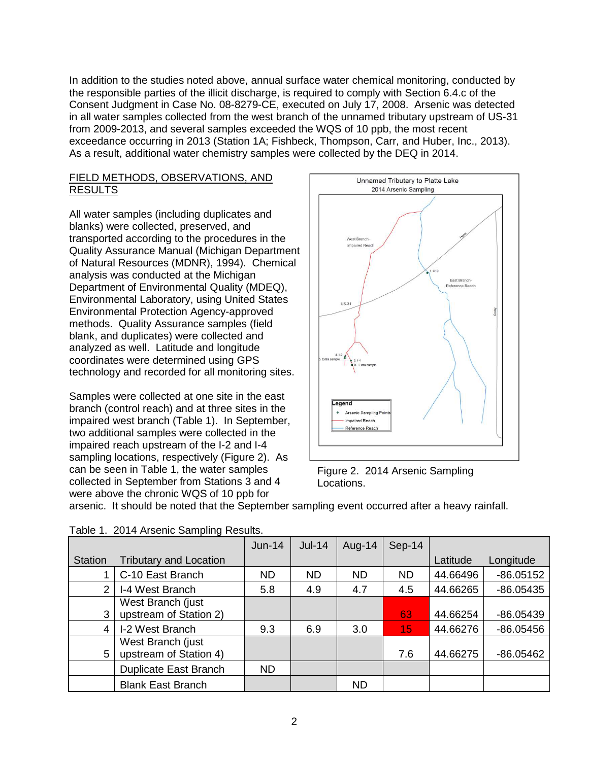In addition to the studies noted above, annual surface water chemical monitoring, conducted by the responsible parties of the illicit discharge, is required to comply with Section 6.4.c of the Consent Judgment in Case No. 08-8279-CE, executed on July 17, 2008. Arsenic was detected in all water samples collected from the west branch of the unnamed tributary upstream of US-31 from 2009-2013, and several samples exceeded the WQS of 10 ppb, the most recent exceedance occurring in 2013 (Station 1A; Fishbeck, Thompson, Carr, and Huber, Inc., 2013). As a result, additional water chemistry samples were collected by the DEQ in 2014.

## FIELD METHODS, OBSERVATIONS, AND RESULTS

All water samples (including duplicates and blanks) were collected, preserved, and transported according to the procedures in the Quality Assurance Manual (Michigan Department of Natural Resources (MDNR), 1994). Chemical analysis was conducted at the Michigan Department of Environmental Quality (MDEQ), Environmental Laboratory, using United States Environmental Protection Agency-approved methods. Quality Assurance samples (field blank, and duplicates) were collected and analyzed as well. Latitude and longitude coordinates were determined using GPS technology and recorded for all monitoring sites.

Samples were collected at one site in the east branch (control reach) and at three sites in the impaired west branch (Table 1). In September, two additional samples were collected in the impaired reach upstream of the I-2 and I-4 sampling locations, respectively (Figure 2). As can be seen in Table 1, the water samples collected in September from Stations 3 and 4 were above the chronic WQS of 10 ppb for arsenic. It should be noted that the September sampling event occurred after a heavy rainfall.

Figure 2. 2014 Arsenic Sampling Locations.

Table 1. 2014 Arsenic Sampling Results.

| Station | Tributary and Location | Jun-14 | Jul-14 | Aug-14 | Sep-14 | Latitude | Longitude |
|---|---|---|---|---|---|---|---|
| 1 | C-10 East Branch | ND | ND | ND | ND | 44.66496 | -86.05152 |
| 2 | I-4 West Branch | 5.8 | 4.9 | 4.7 | 4.5 | 44.66265 | -86.05435 |
| 3 | West Branch (just upstream of Station 2) | | | | 63 | 44.66254 | -86.05439 |
| 4 | I-2 West Branch | 9.3 | 6.9 | 3.0 | 15 | 44.66276 | -86.05456 |
| 5 | West Branch (just upstream of Station 4) | | | | 7.6 | 44.66275 | -86.05462 |
| | Duplicate East Branch | ND | | | | | |
| | Blank East Branch | | | ND | | | |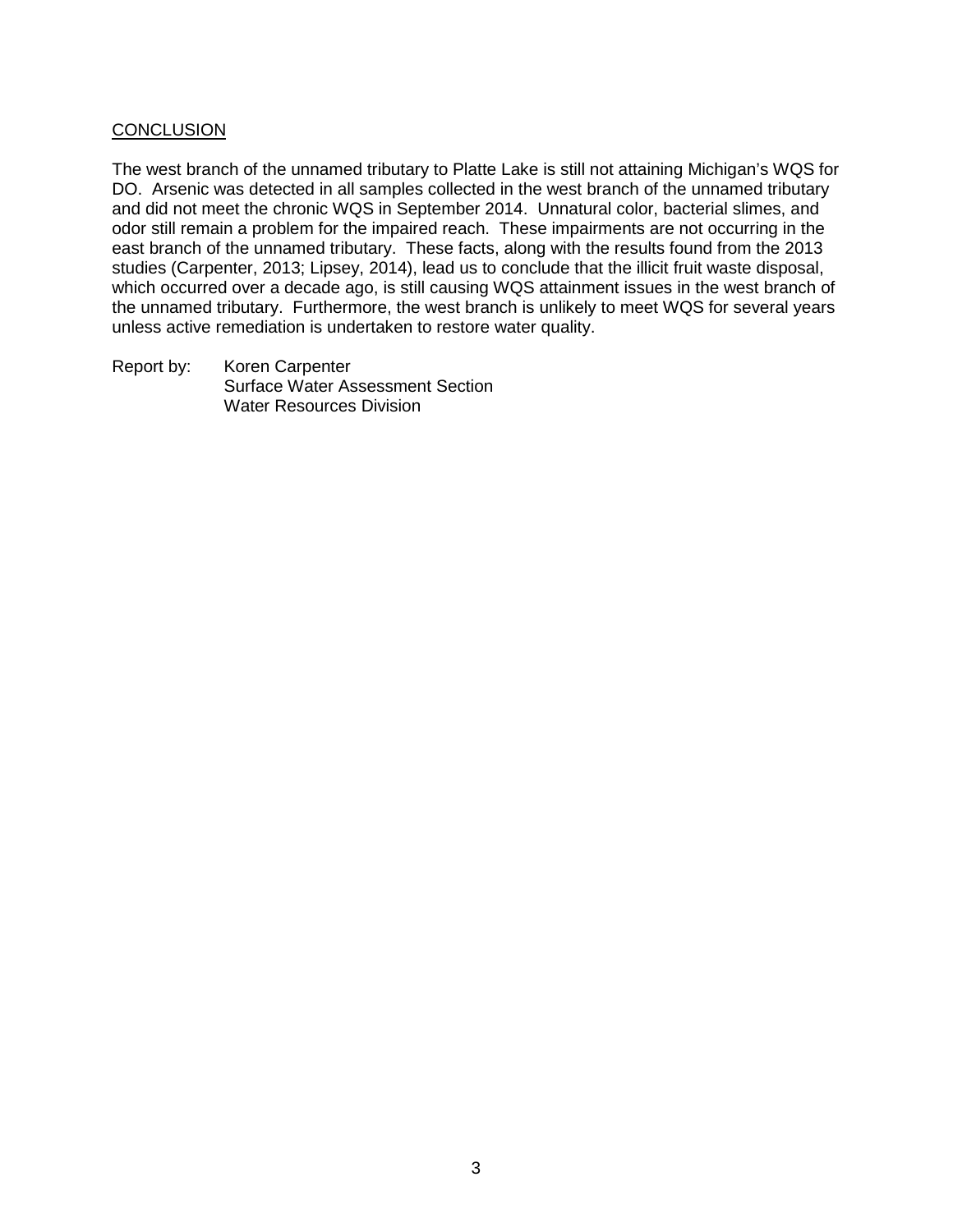## CONCLUSION

The west branch of the unnamed tributary to Platte Lake is still not attaining Michigan's WQS for DO. Arsenic was detected in all samples collected in the west branch of the unnamed tributary and did not meet the chronic WQS in September 2014. Unnatural color, bacterial slimes, and odor still remain a problem for the impaired reach. These impairments are not occurring in the east branch of the unnamed tributary. These facts, along with the results found from the 2013 studies (Carpenter, 2013; Lipsey, 2014), lead us to conclude that the illicit fruit waste disposal, which occurred over a decade ago, is still causing WQS attainment issues in the west branch of the unnamed tributary. Furthermore, the west branch is unlikely to meet WQS for several years unless active remediation is undertaken to restore water quality.

Report by: Koren Carpenter
Surface Water Assessment Section
Water Resources Division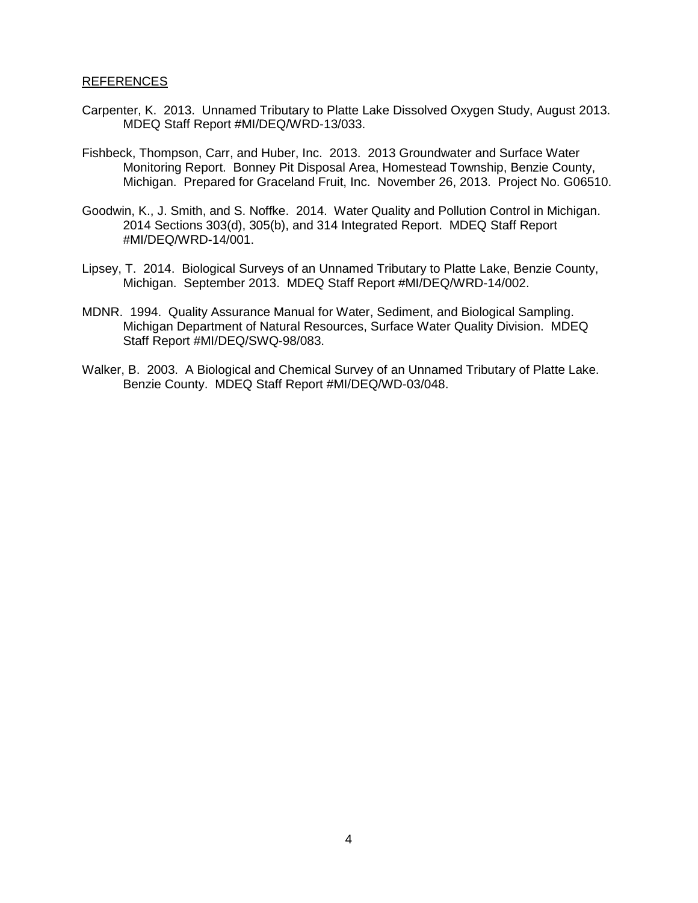## REFERENCES

Carpenter, K. 2013. Unnamed Tributary to Platte Lake Dissolved Oxygen Study, August 2013. MDEQ Staff Report #MI/DEQ/WRD-13/033.

Fishbeck, Thompson, Carr, and Huber, Inc. 2013. 2013 Groundwater and Surface Water Monitoring Report. Bonney Pit Disposal Area, Homestead Township, Benzie County, Michigan. Prepared for Graceland Fruit, Inc. November 26, 2013. Project No. G06510.

Goodwin, K., J. Smith, and S. Noffke. 2014. Water Quality and Pollution Control in Michigan. 2014 Sections 303(d), 305(b), and 314 Integrated Report. MDEQ Staff Report #MI/DEQ/WRD-14/001.

Lipsey, T. 2014. Biological Surveys of an Unnamed Tributary to Platte Lake, Benzie County, Michigan. September 2013. MDEQ Staff Report #MI/DEQ/WRD-14/002.

MDNR. 1994. Quality Assurance Manual for Water, Sediment, and Biological Sampling. Michigan Department of Natural Resources, Surface Water Quality Division. MDEQ Staff Report #MI/DEQ/SWQ-98/083.

Walker, B. 2003. A Biological and Chemical Survey of an Unnamed Tributary of Platte Lake. Benzie County. MDEQ Staff Report #MI/DEQ/WD-03/048.